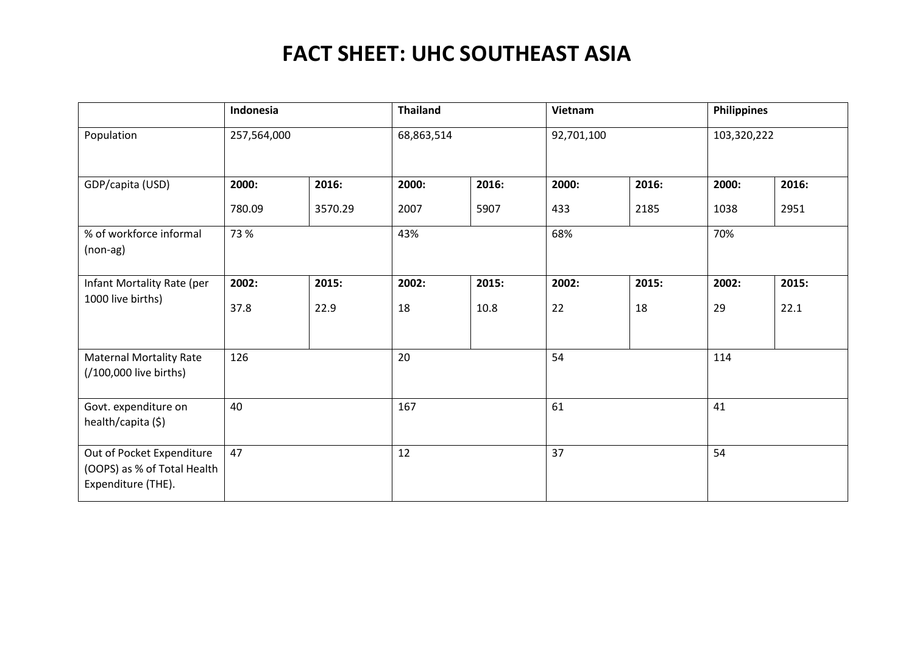# FACT SHEET: UHC SOUTHEAST ASIA

| | Indonesia | | Thailand | | Vietnam | | Philippines | |
|---|---|---|---|---|---|---|---|---|
| Population | 257,564,000 | | 68,863,514 | | 92,701,100 | | 103,320,222 | |
| GDP/capita (USD) | **2000:** 780.09 | **2016:** 3570.29 | **2000:** 2007 | **2016:** 5907 | **2000:** 433 | **2016:** 2185 | **2000:** 1038 | **2016:** 2951 |
| % of workforce informal (non-ag) | 73 % | | 43% | | 68% | | 70% | |
| Infant Mortality Rate (per 1000 live births) | **2002:** 37.8 | **2015:** 22.9 | **2002:** 18 | **2015:** 10.8 | **2002:** 22 | **2015:** 18 | **2002:** 29 | **2015:** 22.1 |
| Maternal Mortality Rate (/100,000 live births) | 126 | | 20 | | 54 | | 114 | |
| Govt. expenditure on health/capita ($) | 40 | | 167 | | 61 | | 41 | |
| Out of Pocket Expenditure (OOPS) as % of Total Health Expenditure (THE). | 47 | | 12 | | 37 | | 54 | |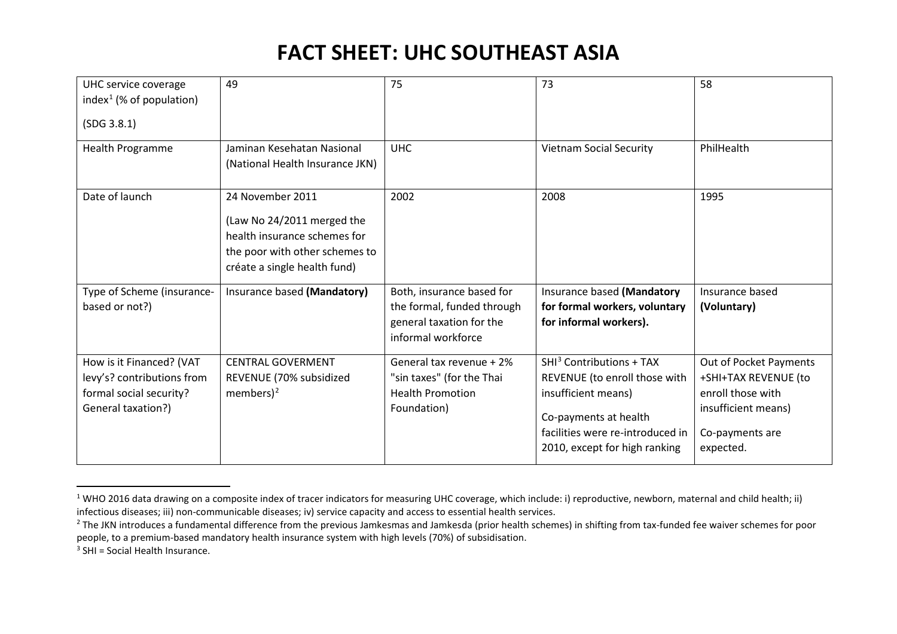# FACT SHEET: UHC SOUTHEAST ASIA

| UHC service coverage index[1] (% of population)<br><br>(SDG 3.8.1) | 49 | 75 | 73 | 58 |
|---|---|---|---|---|
| Health Programme | Jaminan Kesehatan Nasional (National Health Insurance JKN) | UHC | Vietnam Social Security | PhilHealth |
| Date of launch | 24 November 2011<br><br>(Law No 24/2011 merged the health insurance schemes for the poor with other schemes to créate a single health fund) | 2002 | 2008 | 1995 |
| Type of Scheme (insurance-based or not?) | Insurance based **(Mandatory)** | Both, insurance based for the formal, funded through general taxation for the informal workforce | Insurance based **(Mandatory for formal workers, voluntary for informal workers).** | Insurance based **(Voluntary)** |
| How is it Financed? (VAT levy's? contributions from formal social security? General taxation?) | CENTRAL GOVERMENT REVENUE (70% subsidized members)[2] | General tax revenue + 2% "sin taxes" (for the Thai Health Promotion Foundation) | SHI[3] Contributions + TAX REVENUE (to enroll those with insufficient means)<br><br>Co-payments at health facilities were re-introduced in 2010, except for high ranking | Out of Pocket Payments +SHI+TAX REVENUE (to enroll those with insufficient means)<br><br>Co-payments are expected. |

[1] WHO 2016 data drawing on a composite index of tracer indicators for measuring UHC coverage, which include: i) reproductive, newborn, maternal and child health; ii) infectious diseases; iii) non-communicable diseases; iv) service capacity and access to essential health services.

[2] The JKN introduces a fundamental difference from the previous Jamkesmas and Jamkesda (prior health schemes) in shifting from tax-funded fee waiver schemes for poor people, to a premium-based mandatory health insurance system with high levels (70%) of subsidisation.

[3] SHI = Social Health Insurance.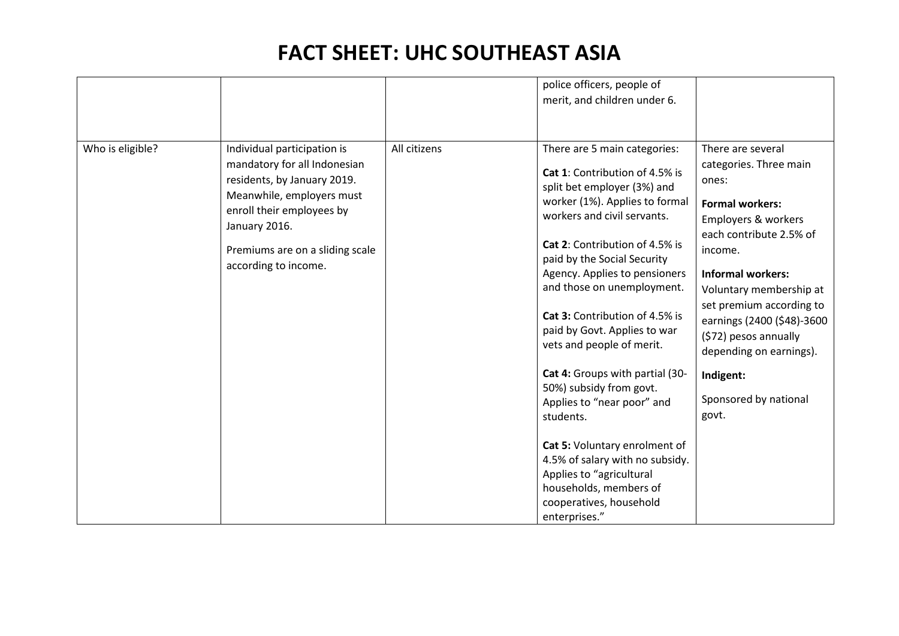# FACT SHEET: UHC SOUTHEAST ASIA

| | | | | |
|---|---|---|---|---|
| | | | police officers, people of merit, and children under 6. | |
| Who is eligible? | Individual participation is mandatory for all Indonesian residents, by January 2019. Meanwhile, employers must enroll their employees by January 2016.<br><br>Premiums are on a sliding scale according to income. | All citizens | There are 5 main categories:<br><br>**Cat 1**: Contribution of 4.5% is split bet employer (3%) and worker (1%). Applies to formal workers and civil servants.<br><br>**Cat 2**: Contribution of 4.5% is paid by the Social Security Agency. Applies to pensioners and those on unemployment.<br><br>**Cat 3:** Contribution of 4.5% is paid by Govt. Applies to war vets and people of merit.<br><br>**Cat 4:** Groups with partial (30-50%) subsidy from govt. Applies to "near poor" and students.<br><br>**Cat 5:** Voluntary enrolment of 4.5% of salary with no subsidy. Applies to "agricultural households, members of cooperatives, household enterprises." | There are several categories. Three main ones:<br><br>**Formal workers:** Employers & workers each contribute 2.5% of income.<br><br>**Informal workers:** Voluntary membership at set premium according to earnings (2400 ($48)-3600 ($72) pesos annually depending on earnings).<br><br>**Indigent:**<br><br>Sponsored by national govt. |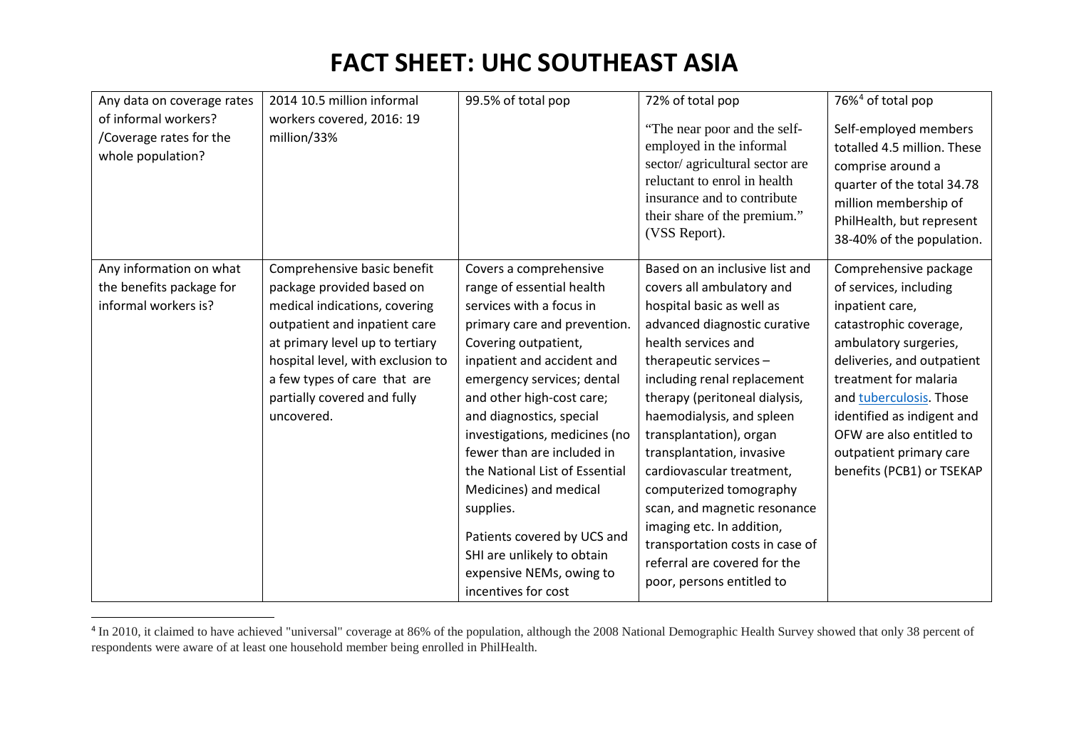# FACT SHEET: UHC SOUTHEAST ASIA

| | | | | |
|---|---|---|---|---|
| Any data on coverage rates of informal workers? /Coverage rates for the whole population? | 2014 10.5 million informal workers covered, 2016: 19 million/33% | 99.5% of total pop | 72% of total pop<br><br>"The near poor and the self-employed in the informal sector/ agricultural sector are reluctant to enrol in health insurance and to contribute their share of the premium." (VSS Report). | 76%[4] of total pop<br><br>Self-employed members totalled 4.5 million. These comprise around a quarter of the total 34.78 million membership of PhilHealth, but represent 38-40% of the population. |
| Any information on what the benefits package for informal workers is? | Comprehensive basic benefit package provided based on medical indications, covering outpatient and inpatient care at primary level up to tertiary hospital level, with exclusion to a few types of care that are partially covered and fully uncovered. | Covers a comprehensive range of essential health services with a focus in primary care and prevention. Covering outpatient, inpatient and accident and emergency services; dental and other high-cost care; and diagnostics, special investigations, medicines (no fewer than are included in the National List of Essential Medicines) and medical supplies.<br><br>Patients covered by UCS and SHI are unlikely to obtain expensive NEMs, owing to incentives for cost | Based on an inclusive list and covers all ambulatory and hospital basic as well as advanced diagnostic curative health services and therapeutic services – including renal replacement therapy (peritoneal dialysis, haemodialysis, and spleen transplantation), organ transplantation, invasive cardiovascular treatment, computerized tomography scan, and magnetic resonance imaging etc. In addition, transportation costs in case of referral are covered for the poor, persons entitled to | Comprehensive package of services, including inpatient care, catastrophic coverage, ambulatory surgeries, deliveries, and outpatient treatment for malaria and tuberculosis. Those identified as indigent and OFW are also entitled to outpatient primary care benefits (PCB1) or TSEKAP |

[4] In 2010, it claimed to have achieved "universal" coverage at 86% of the population, although the 2008 National Demographic Health Survey showed that only 38 percent of respondents were aware of at least one household member being enrolled in PhilHealth.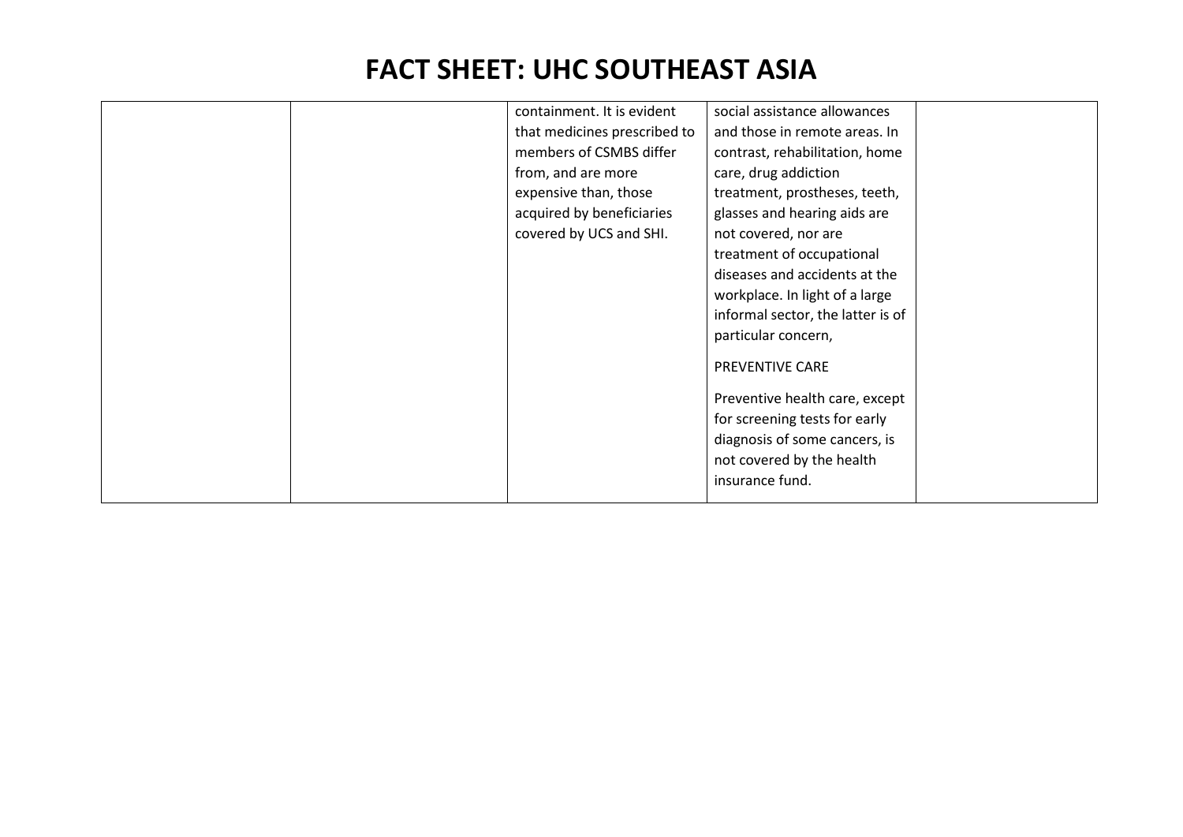# FACT SHEET: UHC SOUTHEAST ASIA

| | | | | |
|---|---|---|---|---|
| | | containment. It is evident that medicines prescribed to members of CSMBS differ from, and are more expensive than, those acquired by beneficiaries covered by UCS and SHI. | social assistance allowances and those in remote areas. In contrast, rehabilitation, home care, drug addiction treatment, prostheses, teeth, glasses and hearing aids are not covered, nor are treatment of occupational diseases and accidents at the workplace. In light of a large informal sector, the latter is of particular concern,<br><br>PREVENTIVE CARE<br><br>Preventive health care, except for screening tests for early diagnosis of some cancers, is not covered by the health insurance fund. | |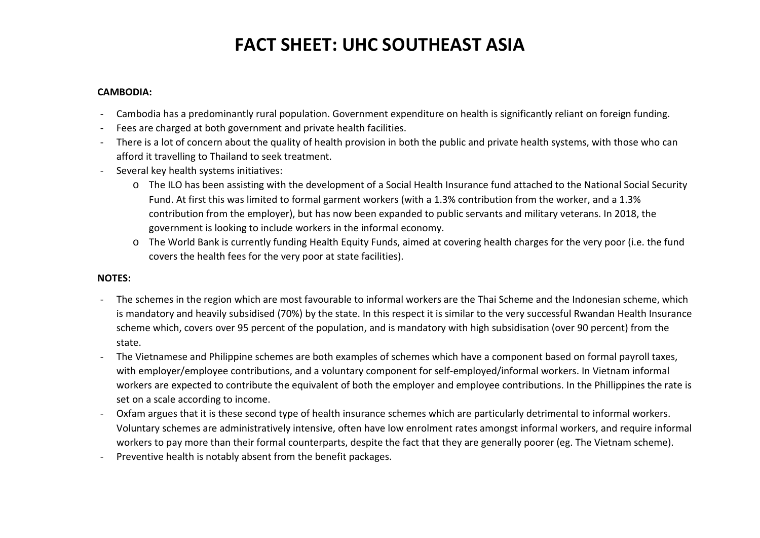# FACT SHEET: UHC SOUTHEAST ASIA

**CAMBODIA:**

- Cambodia has a predominantly rural population. Government expenditure on health is significantly reliant on foreign funding.
- Fees are charged at both government and private health facilities.
- There is a lot of concern about the quality of health provision in both the public and private health systems, with those who can afford it travelling to Thailand to seek treatment.
- Several key health systems initiatives:
  - The ILO has been assisting with the development of a Social Health Insurance fund attached to the National Social Security Fund. At first this was limited to formal garment workers (with a 1.3% contribution from the worker, and a 1.3% contribution from the employer), but has now been expanded to public servants and military veterans. In 2018, the government is looking to include workers in the informal economy.
  - The World Bank is currently funding Health Equity Funds, aimed at covering health charges for the very poor (i.e. the fund covers the health fees for the very poor at state facilities).

**NOTES:**

- The schemes in the region which are most favourable to informal workers are the Thai Scheme and the Indonesian scheme, which is mandatory and heavily subsidised (70%) by the state. In this respect it is similar to the very successful Rwandan Health Insurance scheme which, covers over 95 percent of the population, and is mandatory with high subsidisation (over 90 percent) from the state.
- The Vietnamese and Philippine schemes are both examples of schemes which have a component based on formal payroll taxes, with employer/employee contributions, and a voluntary component for self-employed/informal workers. In Vietnam informal workers are expected to contribute the equivalent of both the employer and employee contributions. In the Phillippines the rate is set on a scale according to income.
- Oxfam argues that it is these second type of health insurance schemes which are particularly detrimental to informal workers. Voluntary schemes are administratively intensive, often have low enrolment rates amongst informal workers, and require informal workers to pay more than their formal counterparts, despite the fact that they are generally poorer (eg. The Vietnam scheme).
- Preventive health is notably absent from the benefit packages.